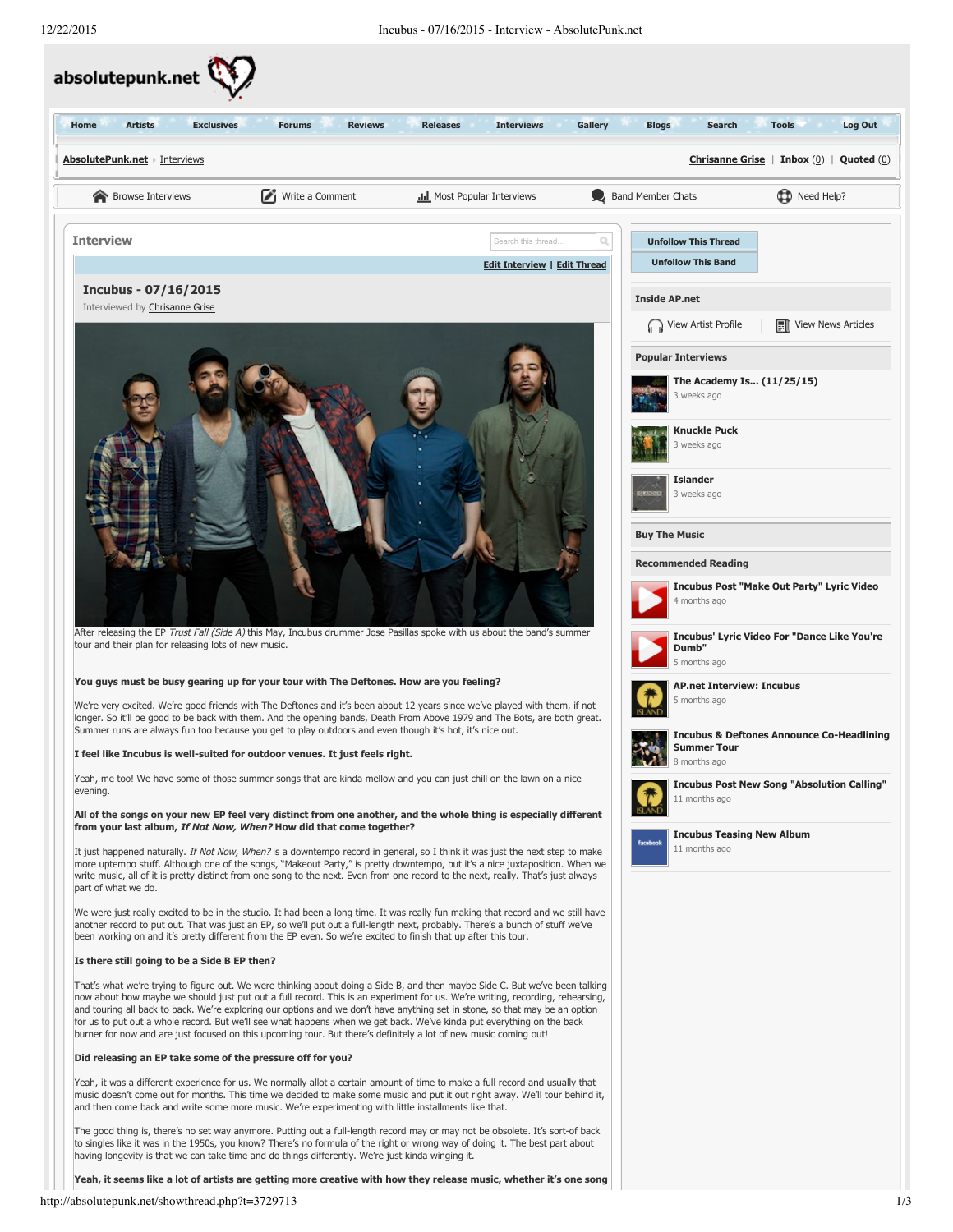absolutepunk.net

Home | Artists | Exclusives | Forums | Reviews | Releases | Interviews | Gallery | Blogs | Search | Tools | Log Out

AbsolutePunk.net › Interviews

Chrisanne Grise | Inbox (0) | Quoted (0)

Browse Interviews | Write a Comment | Most Popular Interviews | Band Member Chats | Need Help?

## Interview

Edit Interview | Edit Thread

### Incubus - 07/16/2015

Interviewed by Chrisanne Grise

After releasing the EP *Trust Fall (Side A)* this May, Incubus drummer Jose Pasillas spoke with us about the band's summer tour and their plan for releasing lots of new music.

**You guys must be busy gearing up for your tour with The Deftones. How are you feeling?**

We're very excited. We're good friends with The Deftones and it's been about 12 years since we've played with them, if not longer. So it'll be good to be back with them. And the opening bands, Death From Above 1979 and The Bots, are both great. Summer runs are always fun too because you get to play outdoors and even though it's hot, it's nice out.

**I feel like Incubus is well-suited for outdoor venues. It just feels right.**

Yeah, me too! We have some of those summer songs that are kinda mellow and you can just chill on the lawn on a nice evening.

**All of the songs on your new EP feel very distinct from one another, and the whole thing is especially different from your last album, *If Not Now, When?* How did that come together?**

It just happened naturally. *If Not Now, When?* is a downtempo record in general, so I think it was just the next step to make more uptempo stuff. Although one of the songs, "Makeout Party," is pretty downtempo, but it's a nice juxtaposition. When we write music, all of it is pretty distinct from one song to the next. Even from one record to the next, really. That's just always part of what we do.

We were just really excited to be in the studio. It had been a long time. It was really fun making that record and we still have another record to put out. That was just an EP, so we'll put out a full-length next, probably. There's a bunch of stuff we've been working on and it's pretty different from the EP even. So we're excited to finish that up after this tour.

**Is there still going to be a Side B EP then?**

That's what we're trying to figure out. We were thinking about doing a Side B, and then maybe Side C. But we've been talking now about how maybe we should just put out a full record. This is an experiment for us. We're writing, recording, rehearsing, and touring all back to back. We're exploring our options and we don't have anything set in stone, so that may be an option for us to put out a whole record. But we'll see what happens when we get back. We've kinda put everything on the back burner for now and are just focused on this upcoming tour. But there's definitely a lot of new music coming out!

**Did releasing an EP take some of the pressure off for you?**

Yeah, it was a different experience for us. We normally allot a certain amount of time to make a full record and usually that music doesn't come out for months. This time we decided to make some music and put it out right away. We'll tour behind it, and then come back and write some more music. We're experimenting with little installments like that.

The good thing is, there's no set way anymore. Putting out a full-length record may or may not be obsolete. It's sort-of back to singles like it was in the 1950s, you know? There's no formula of the right or wrong way of doing it. The best part about having longevity is that we can take time and do things differently. We're just kinda winging it.

**Yeah, it seems like a lot of artists are getting more creative with how they release music, whether it's one song**

Unfollow This Thread
Unfollow This Band

**Inside AP.net**

View Artist Profile | View News Articles

**Popular Interviews**

- The Academy Is... (11/25/15) — 3 weeks ago
- Knuckle Puck — 3 weeks ago
- Islander — 3 weeks ago

**Buy The Music**

**Recommended Reading**

- Incubus Post "Make Out Party" Lyric Video — 4 months ago
- Incubus' Lyric Video For "Dance Like You're Dumb" — 5 months ago
- AP.net Interview: Incubus — 5 months ago
- Incubus & Deftones Announce Co-Headlining Summer Tour — 8 months ago
- Incubus Post New Song "Absolution Calling" — 11 months ago
- Incubus Teasing New Album — 11 months ago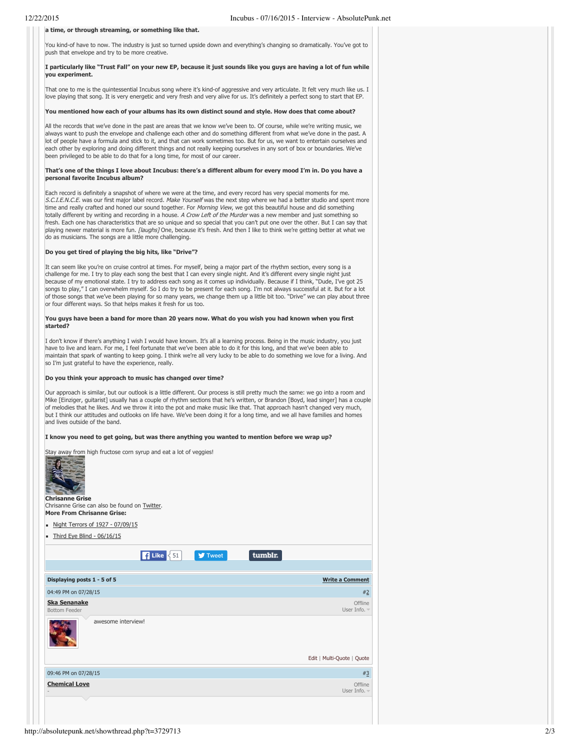a time, or through streaming, or something like that.

You kind-of have to now. The industry is just so turned upside down and everything's changing so dramatically. You've got to push that envelope and try to be more creative.

**I particularly like "Trust Fall" on your new EP, because it just sounds like you guys are having a lot of fun while you experiment.**

That one to me is the quintessential Incubus song where it's kind-of aggressive and very articulate. It felt very much like us. I love playing that song. It is very energetic and very fresh and very alive for us. It's definitely a perfect song to start that EP.

**You mentioned how each of your albums has its own distinct sound and style. How does that come about?**

All the records that we've done in the past are areas that we know we've been to. Of course, while we're writing music, we always want to push the envelope and challenge each other and do something different from what we've done in the past. A lot of people have a formula and stick to it, and that can work sometimes too. But for us, we want to entertain ourselves and each other by exploring and doing different things and not really keeping ourselves in any sort of box or boundaries. We've been privileged to be able to do that for a long time, for most of our career.

**That's one of the things I love about Incubus: there's a different album for every mood I'm in. Do you have a personal favorite Incubus album?**

Each record is definitely a snapshot of where we were at the time, and every record has very special moments for me. *S.C.I.E.N.C.E.* was our first major label record. *Make Yourself* was the next step where we had a better studio and spent more time and really crafted and honed our sound together. For *Morning View*, we got this beautiful house and did something totally different by writing and recording in a house. *A Crow Left of the Murder* was a new member and just something so fresh. Each one has characteristics that are so unique and so special that you can't put one over the other. But I can say that playing newer material is more fun. *[laughs]* One, because it's fresh. And then I like to think we're getting better at what we do as musicians. The songs are a little more challenging.

**Do you get tired of playing the big hits, like "Drive"?**

It can seem like you're on cruise control at times. For myself, being a major part of the rhythm section, every song is a challenge for me. I try to play each song the best that I can every single night. And it's different every single night just because of my emotional state. I try to address each song as it comes up individually. Because if I think, "Dude, I've got 25 songs to play," I can overwhelm myself. So I do try to be present for each song. I'm not always successful at it. But for a lot of those songs that we've been playing for so many years, we change them up a little bit too. "Drive" we can play about three or four different ways. So that helps makes it fresh for us too.

**You guys have been a band for more than 20 years now. What do you wish you had known when you first started?**

I don't know if there's anything I wish I would have known. It's all a learning process. Being in the music industry, you just have to live and learn. For me, I feel fortunate that we've been able to do it for this long, and that we've been able to maintain that spark of wanting to keep going. I think we're all very lucky to be able to do something we love for a living. And so I'm just grateful to have the experience, really.

**Do you think your approach to music has changed over time?**

Our approach is similar, but our outlook is a little different. Our process is still pretty much the same: we go into a room and Mike [Einziger, guitarist] usually has a couple of rhythm sections that he's written, or Brandon [Boyd, lead singer] has a couple of melodies that he likes. And we throw it into the pot and make music like that. That approach hasn't changed very much, but I think our attitudes and outlooks on life have. We've been doing it for a long time, and we all have families and homes and lives outside of the band.

**I know you need to get going, but was there anything you wanted to mention before we wrap up?**

Stay away from high fructose corn syrup and eat a lot of veggies!

**Chrisanne Grise**
Chrisanne Grise can also be found on Twitter.
**More From Chrisanne Grise:**

- Night Terrors of 1927 - 07/09/15
- Third Eye Blind - 06/16/15

Like 51 | Tweet | tumblr.

**Displaying posts 1 - 5 of 5** — Write a Comment

04:49 PM on 07/28/15 — #2
**Ska Senanake**
Bottom Feeder
Offline
User Info.

awesome interview!

Edit | Multi-Quote | Quote

09:46 PM on 07/28/15 — #3
**Chemical Love**
-
Offline
User Info.